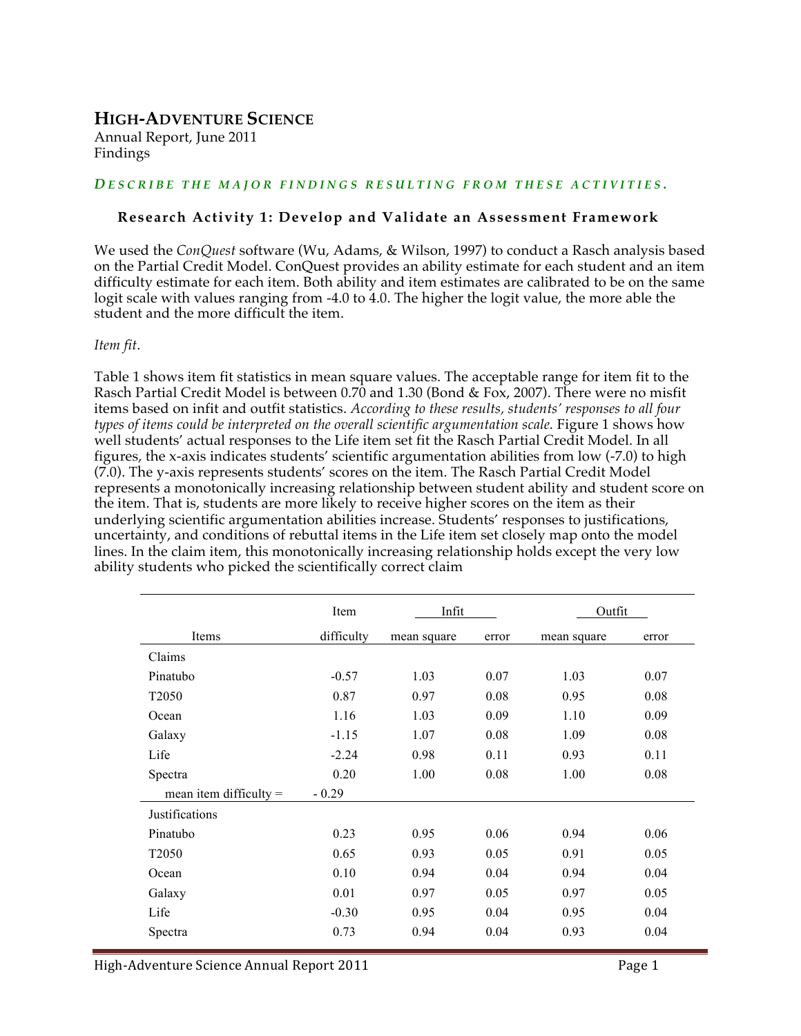# HIGH-ADVENTURE SCIENCE

Annual Report, June 2011
Findings

***DESCRIBE THE MAJOR FINDINGS RESULTING FROM THESE ACTIVITIES.***

### Research Activity 1: Develop and Validate an Assessment Framework

We used the *ConQuest* software (Wu, Adams, & Wilson, 1997) to conduct a Rasch analysis based on the Partial Credit Model. ConQuest provides an ability estimate for each student and an item difficulty estimate for each item. Both ability and item estimates are calibrated to be on the same logit scale with values ranging from -4.0 to 4.0. The higher the logit value, the more able the student and the more difficult the item.

*Item fit*.

Table 1 shows item fit statistics in mean square values. The acceptable range for item fit to the Rasch Partial Credit Model is between 0.70 and 1.30 (Bond & Fox, 2007). There were no misfit items based on infit and outfit statistics. *According to these results, students' responses to all four types of items could be interpreted on the overall scientific argumentation scale.* Figure 1 shows how well students' actual responses to the Life item set fit the Rasch Partial Credit Model. In all figures, the x-axis indicates students' scientific argumentation abilities from low (-7.0) to high (7.0). The y-axis represents students' scores on the item. The Rasch Partial Credit Model represents a monotonically increasing relationship between student ability and student score on the item. That is, students are more likely to receive higher scores on the item as their underlying scientific argumentation abilities increase. Students' responses to justifications, uncertainty, and conditions of rebuttal items in the Life item set closely map onto the model lines. In the claim item, this monotonically increasing relationship holds except the very low ability students who picked the scientifically correct claim

| | Item | Infit | | Outfit | |
|---|---|---|---|---|---|
| Items | difficulty | mean square | error | mean square | error |
| Claims | | | | | |
| Pinatubo | -0.57 | 1.03 | 0.07 | 1.03 | 0.07 |
| T2050 | 0.87 | 0.97 | 0.08 | 0.95 | 0.08 |
| Ocean | 1.16 | 1.03 | 0.09 | 1.10 | 0.09 |
| Galaxy | -1.15 | 1.07 | 0.08 | 1.09 | 0.08 |
| Life | -2.24 | 0.98 | 0.11 | 0.93 | 0.11 |
| Spectra | 0.20 | 1.00 | 0.08 | 1.00 | 0.08 |
| mean item difficulty = | - 0.29 | | | | |
| Justifications | | | | | |
| Pinatubo | 0.23 | 0.95 | 0.06 | 0.94 | 0.06 |
| T2050 | 0.65 | 0.93 | 0.05 | 0.91 | 0.05 |
| Ocean | 0.10 | 0.94 | 0.04 | 0.94 | 0.04 |
| Galaxy | 0.01 | 0.97 | 0.05 | 0.97 | 0.05 |
| Life | -0.30 | 0.95 | 0.04 | 0.95 | 0.04 |
| Spectra | 0.73 | 0.94 | 0.04 | 0.93 | 0.04 |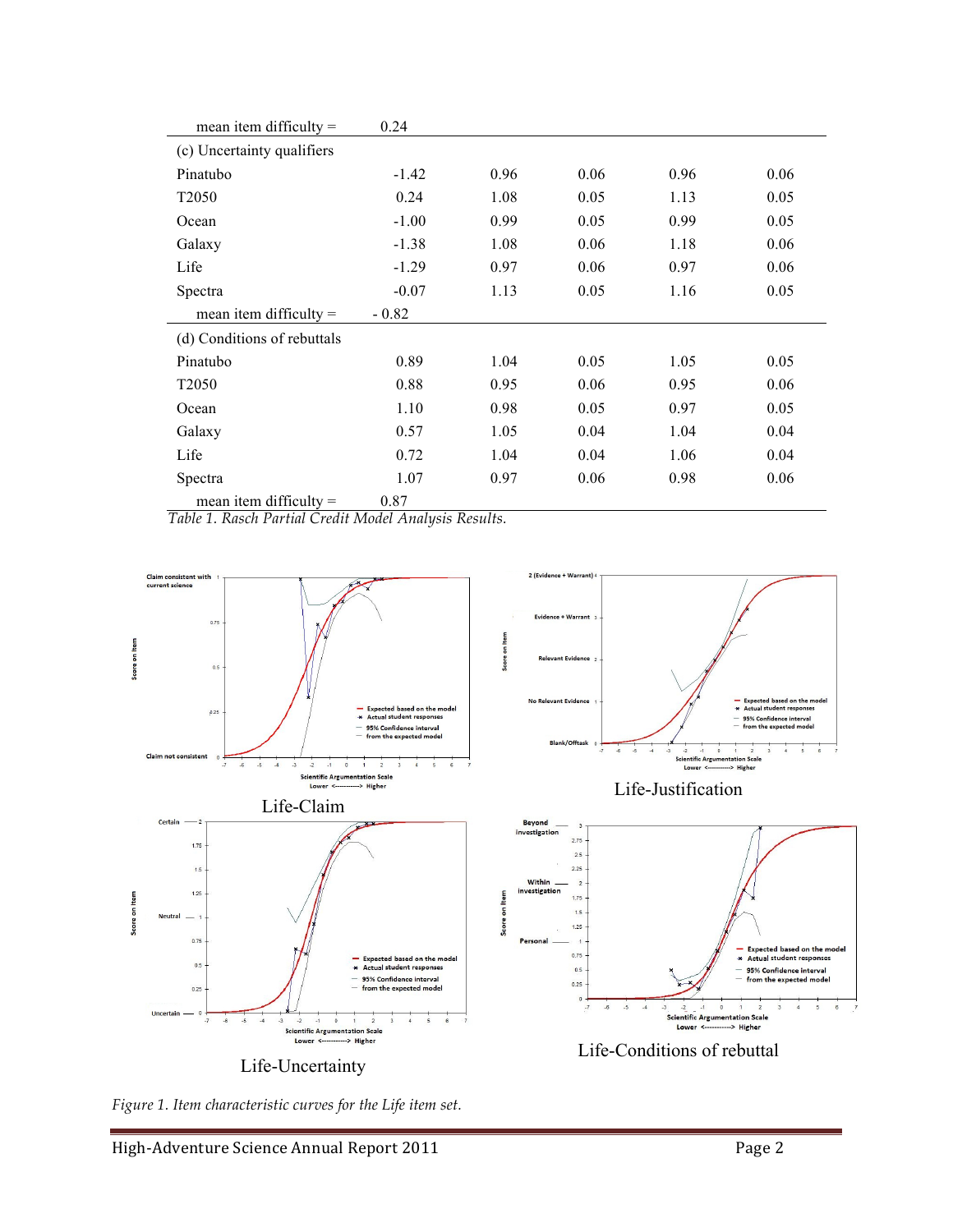| | | | | | |
|---|---|---|---|---|---|
| mean item difficulty = | 0.24 | | | | |
| (c) Uncertainty qualifiers | | | | | |
| Pinatubo | -1.42 | 0.96 | 0.06 | 0.96 | 0.06 |
| T2050 | 0.24 | 1.08 | 0.05 | 1.13 | 0.05 |
| Ocean | -1.00 | 0.99 | 0.05 | 0.99 | 0.05 |
| Galaxy | -1.38 | 1.08 | 0.06 | 1.18 | 0.06 |
| Life | -1.29 | 0.97 | 0.06 | 0.97 | 0.06 |
| Spectra | -0.07 | 1.13 | 0.05 | 1.16 | 0.05 |
| mean item difficulty = | - 0.82 | | | | |
| (d) Conditions of rebuttals | | | | | |
| Pinatubo | 0.89 | 1.04 | 0.05 | 1.05 | 0.05 |
| T2050 | 0.88 | 0.95 | 0.06 | 0.95 | 0.06 |
| Ocean | 1.10 | 0.98 | 0.05 | 0.97 | 0.05 |
| Galaxy | 0.57 | 1.05 | 0.04 | 1.04 | 0.04 |
| Life | 0.72 | 1.04 | 0.04 | 1.06 | 0.04 |
| Spectra | 1.07 | 0.97 | 0.06 | 0.98 | 0.06 |
| mean item difficulty = | 0.87 | | | | |

*Table 1. Rasch Partial Credit Model Analysis Results.*

Claim consistent with current science

Claim not consistent

Score on Item

Expected based on the model

Actual student responses

95% Confidence interval from the expected model

Scientific Argumentation Scale

Lower <----------> Higher

Life-Claim

2 (Evidence + Warrant)

Evidence + Warrant

Relevant Evidence

No Relevant Evidence

Blank/Offtask

Score on Item

Expected based on the model

Actual student responses

95% Confidence interval from the expected model

Scientific Argumentation Scale

Lower <----------> Higher

Life-Justification

Certain

Neutral

Uncertain

Score on Item

Expected based on the model

Actual student responses

95% Confidence interval from the expected model

Scientific Argumentation Scale

Lower <----------> Higher

Life-Uncertainty

Beyond investigation

Within investigation

Personal

Score on Item

Expected based on the model

Actual student responses

95% Confidence interval from the expected model

Scientific Argumentation Scale

Lower <----------> Higher

Life-Conditions of rebuttal

*Figure 1. Item characteristic curves for the Life item set.*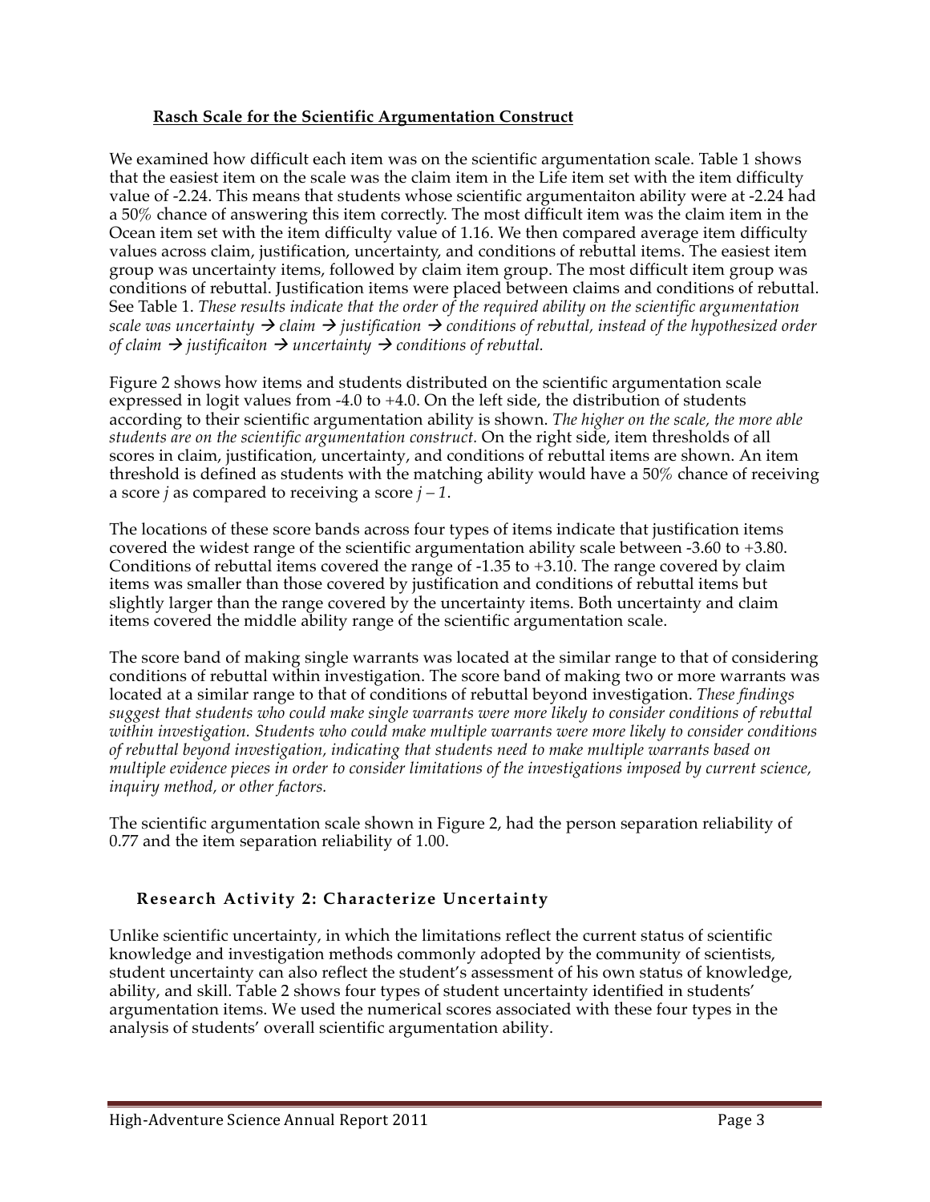**Rasch Scale for the Scientific Argumentation Construct**

We examined how difficult each item was on the scientific argumentation scale. Table 1 shows that the easiest item on the scale was the claim item in the Life item set with the item difficulty value of -2.24. This means that students whose scientific argumentaiton ability were at -2.24 had a 50% chance of answering this item correctly. The most difficult item was the claim item in the Ocean item set with the item difficulty value of 1.16. We then compared average item difficulty values across claim, justification, uncertainty, and conditions of rebuttal items. The easiest item group was uncertainty items, followed by claim item group. The most difficult item group was conditions of rebuttal. Justification items were placed between claims and conditions of rebuttal. See Table 1. *These results indicate that the order of the required ability on the scientific argumentation scale was uncertainty → claim → justification → conditions of rebuttal, instead of the hypothesized order of claim → justificaiton → uncertainty → conditions of rebuttal.*

Figure 2 shows how items and students distributed on the scientific argumentation scale expressed in logit values from -4.0 to +4.0. On the left side, the distribution of students according to their scientific argumentation ability is shown. *The higher on the scale, the more able students are on the scientific argumentation construct.* On the right side, item thresholds of all scores in claim, justification, uncertainty, and conditions of rebuttal items are shown. An item threshold is defined as students with the matching ability would have a 50% chance of receiving a score $j$ as compared to receiving a score $j - 1$.

The locations of these score bands across four types of items indicate that justification items covered the widest range of the scientific argumentation ability scale between -3.60 to +3.80. Conditions of rebuttal items covered the range of -1.35 to +3.10. The range covered by claim items was smaller than those covered by justification and conditions of rebuttal items but slightly larger than the range covered by the uncertainty items. Both uncertainty and claim items covered the middle ability range of the scientific argumentation scale.

The score band of making single warrants was located at the similar range to that of considering conditions of rebuttal within investigation. The score band of making two or more warrants was located at a similar range to that of conditions of rebuttal beyond investigation. *These findings suggest that students who could make single warrants were more likely to consider conditions of rebuttal within investigation. Students who could make multiple warrants were more likely to consider conditions of rebuttal beyond investigation, indicating that students need to make multiple warrants based on multiple evidence pieces in order to consider limitations of the investigations imposed by current science, inquiry method, or other factors.*

The scientific argumentation scale shown in Figure 2, had the person separation reliability of 0.77 and the item separation reliability of 1.00.

## Research Activity 2: Characterize Uncertainty

Unlike scientific uncertainty, in which the limitations reflect the current status of scientific knowledge and investigation methods commonly adopted by the community of scientists, student uncertainty can also reflect the student's assessment of his own status of knowledge, ability, and skill. Table 2 shows four types of student uncertainty identified in students' argumentation items. We used the numerical scores associated with these four types in the analysis of students' overall scientific argumentation ability.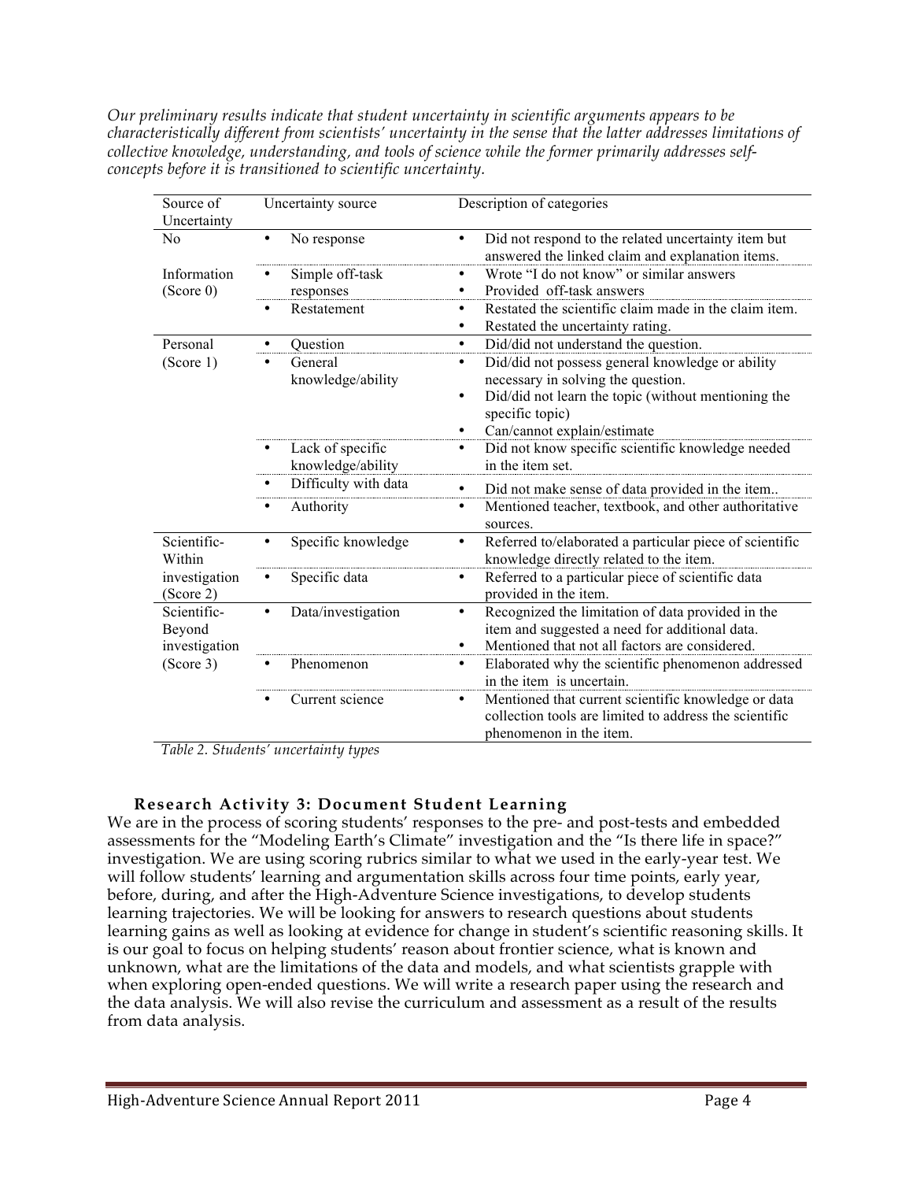*Our preliminary results indicate that student uncertainty in scientific arguments appears to be characteristically different from scientists' uncertainty in the sense that the latter addresses limitations of collective knowledge, understanding, and tools of science while the former primarily addresses self-concepts before it is transitioned to scientific uncertainty.*

| Source of Uncertainty | Uncertainty source | Description of categories |
|---|---|---|
| No Information (Score 0) | • No response | • Did not respond to the related uncertainty item but answered the linked claim and explanation items. |
| | • Simple off-task responses | • Wrote "I do not know" or similar answers<br>• Provided off-task answers |
| | • Restatement | • Restated the scientific claim made in the claim item.<br>• Restated the uncertainty rating. |
| Personal (Score 1) | • Question | • Did/did not understand the question. |
| | • General knowledge/ability | • Did/did not possess general knowledge or ability necessary in solving the question.<br>• Did/did not learn the topic (without mentioning the specific topic)<br>• Can/cannot explain/estimate |
| | • Lack of specific knowledge/ability | • Did not know specific scientific knowledge needed in the item set. |
| | • Difficulty with data | • Did not make sense of data provided in the item.. |
| | • Authority | • Mentioned teacher, textbook, and other authoritative sources. |
| Scientific-Within investigation (Score 2) | • Specific knowledge | • Referred to/elaborated a particular piece of scientific knowledge directly related to the item. |
| | • Specific data | • Referred to a particular piece of scientific data provided in the item. |
| Scientific-Beyond investigation (Score 3) | • Data/investigation | • Recognized the limitation of data provided in the item and suggested a need for additional data.<br>• Mentioned that not all factors are considered. |
| | • Phenomenon | • Elaborated why the scientific phenomenon addressed in the item is uncertain. |
| | • Current science | • Mentioned that current scientific knowledge or data collection tools are limited to address the scientific phenomenon in the item. |

*Table 2. Students' uncertainty types*

### Research Activity 3: Document Student Learning

We are in the process of scoring students' responses to the pre- and post-tests and embedded assessments for the "Modeling Earth's Climate" investigation and the "Is there life in space?" investigation. We are using scoring rubrics similar to what we used in the early-year test. We will follow students' learning and argumentation skills across four time points, early year, before, during, and after the High-Adventure Science investigations, to develop students learning trajectories. We will be looking for answers to research questions about students learning gains as well as looking at evidence for change in student's scientific reasoning skills. It is our goal to focus on helping students' reason about frontier science, what is known and unknown, what are the limitations of the data and models, and what scientists grapple with when exploring open-ended questions. We will write a research paper using the research and the data analysis. We will also revise the curriculum and assessment as a result of the results from data analysis.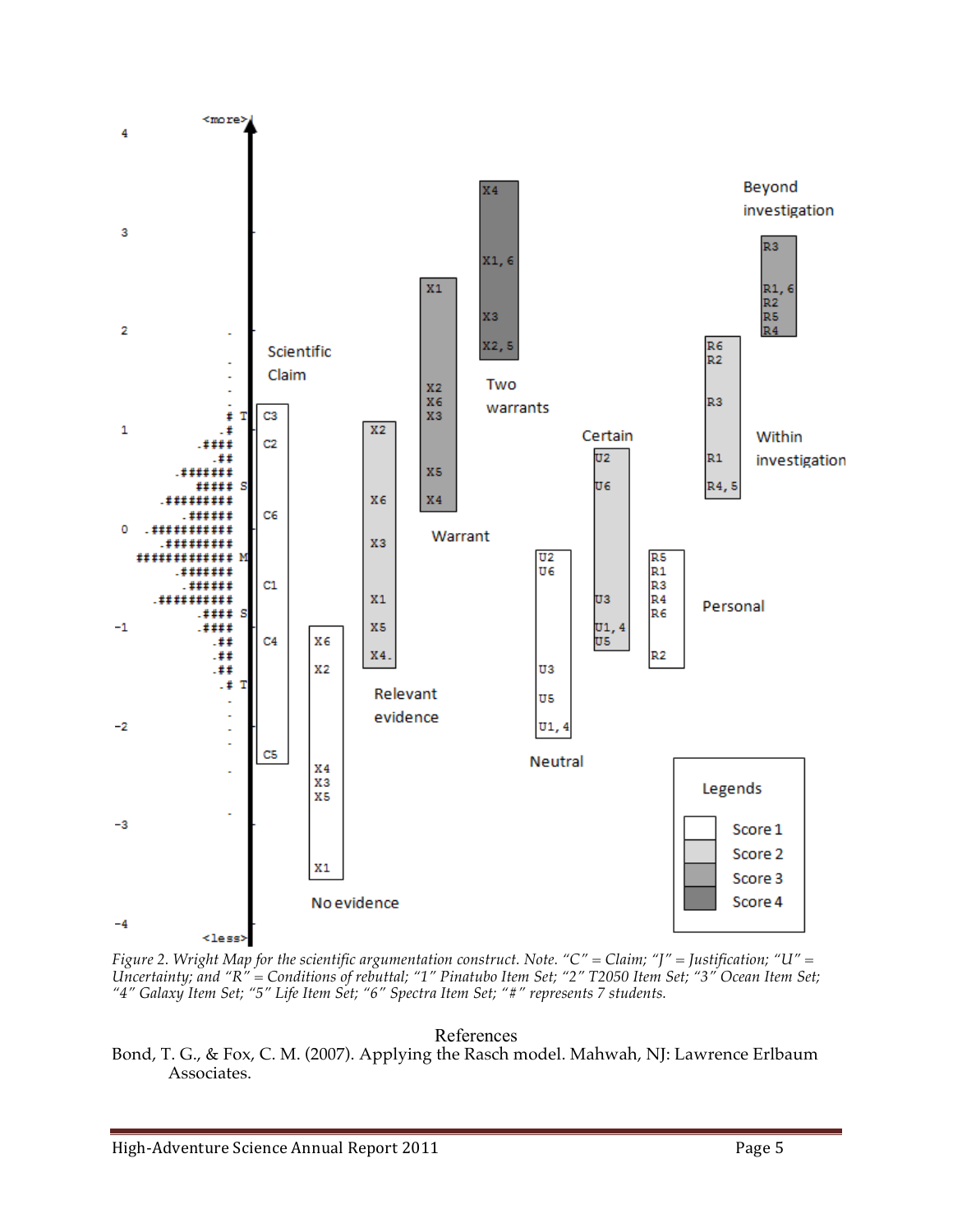4

3

2

1

0

-1

-2

-3

-4

<more>

<less>

Scientific Claim

Two warrants

Beyond investigation

Warrant

Certain

Within investigation

Relevant evidence

Personal

Neutral

No evidence

Legends

Score 1

Score 2

Score 3

Score 4

*Figure 2. Wright Map for the scientific argumentation construct. Note. "C" = Claim; "J" = Justification; "U" = Uncertainty; and "R" = Conditions of rebuttal; "1" Pinatubo Item Set; "2" T2050 Item Set; "3" Ocean Item Set; "4" Galaxy Item Set; "5" Life Item Set; "6" Spectra Item Set; "#" represents 7 students.*

## References

Bond, T. G., & Fox, C. M. (2007). Applying the Rasch model. Mahwah, NJ: Lawrence Erlbaum Associates.